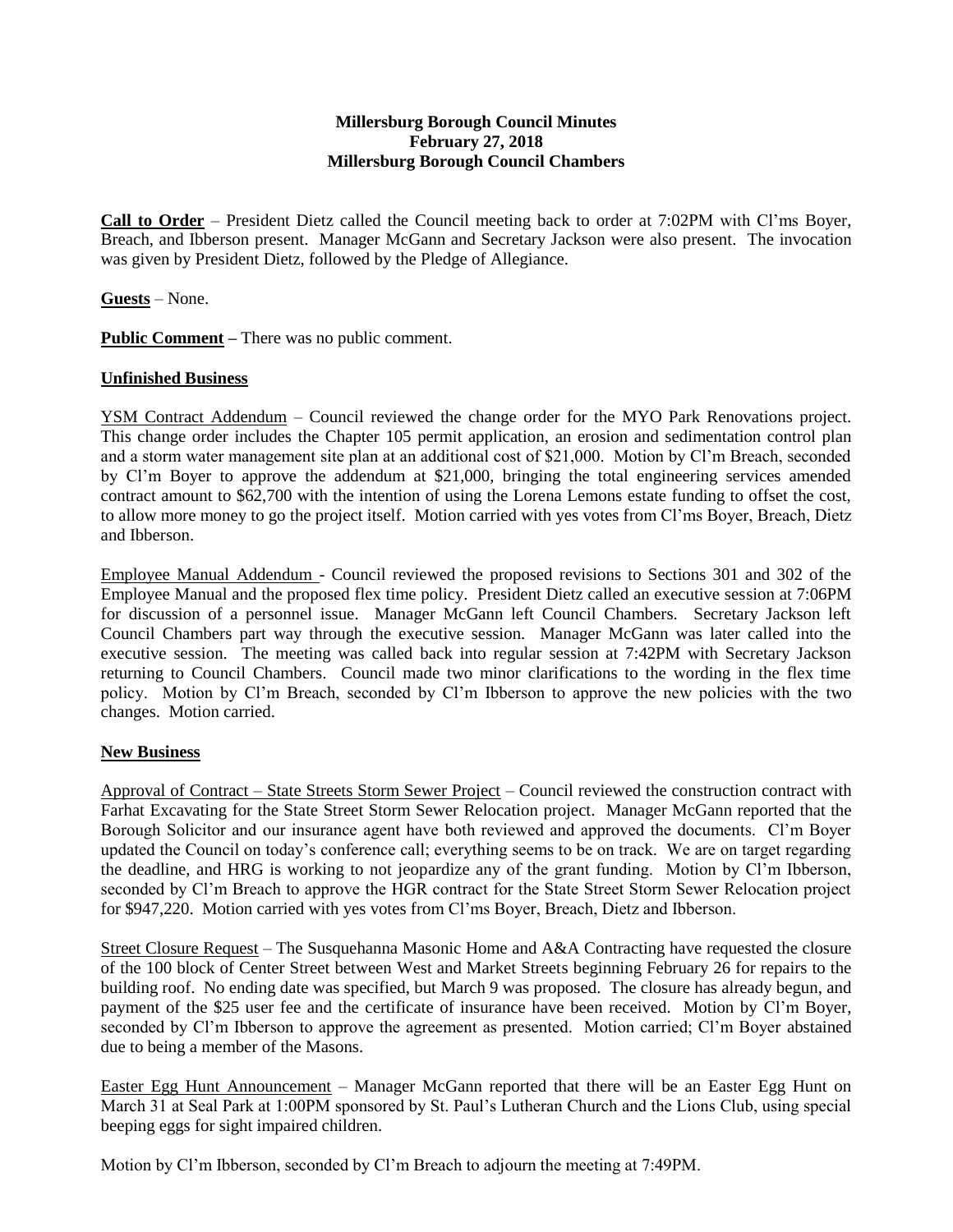**Millersburg Borough Council Minutes**
**February 27, 2018**
**Millersburg Borough Council Chambers**

**Call to Order** – President Dietz called the Council meeting back to order at 7:02PM with Cl'ms Boyer, Breach, and Ibberson present. Manager McGann and Secretary Jackson were also present. The invocation was given by President Dietz, followed by the Pledge of Allegiance.

**Guests** – None.

**Public Comment –** There was no public comment.

## Unfinished Business

YSM Contract Addendum – Council reviewed the change order for the MYO Park Renovations project. This change order includes the Chapter 105 permit application, an erosion and sedimentation control plan and a storm water management site plan at an additional cost of $21,000. Motion by Cl'm Breach, seconded by Cl'm Boyer to approve the addendum at $21,000, bringing the total engineering services amended contract amount to $62,700 with the intention of using the Lorena Lemons estate funding to offset the cost, to allow more money to go the project itself. Motion carried with yes votes from Cl'ms Boyer, Breach, Dietz and Ibberson.

Employee Manual Addendum - Council reviewed the proposed revisions to Sections 301 and 302 of the Employee Manual and the proposed flex time policy. President Dietz called an executive session at 7:06PM for discussion of a personnel issue. Manager McGann left Council Chambers. Secretary Jackson left Council Chambers part way through the executive session. Manager McGann was later called into the executive session. The meeting was called back into regular session at 7:42PM with Secretary Jackson returning to Council Chambers. Council made two minor clarifications to the wording in the flex time policy. Motion by Cl'm Breach, seconded by Cl'm Ibberson to approve the new policies with the two changes. Motion carried.

## New Business

Approval of Contract – State Streets Storm Sewer Project – Council reviewed the construction contract with Farhat Excavating for the State Street Storm Sewer Relocation project. Manager McGann reported that the Borough Solicitor and our insurance agent have both reviewed and approved the documents. Cl'm Boyer updated the Council on today's conference call; everything seems to be on track. We are on target regarding the deadline, and HRG is working to not jeopardize any of the grant funding. Motion by Cl'm Ibberson, seconded by Cl'm Breach to approve the HGR contract for the State Street Storm Sewer Relocation project for $947,220. Motion carried with yes votes from Cl'ms Boyer, Breach, Dietz and Ibberson.

Street Closure Request – The Susquehanna Masonic Home and A&A Contracting have requested the closure of the 100 block of Center Street between West and Market Streets beginning February 26 for repairs to the building roof. No ending date was specified, but March 9 was proposed. The closure has already begun, and payment of the $25 user fee and the certificate of insurance have been received. Motion by Cl'm Boyer, seconded by Cl'm Ibberson to approve the agreement as presented. Motion carried; Cl'm Boyer abstained due to being a member of the Masons.

Easter Egg Hunt Announcement – Manager McGann reported that there will be an Easter Egg Hunt on March 31 at Seal Park at 1:00PM sponsored by St. Paul's Lutheran Church and the Lions Club, using special beeping eggs for sight impaired children.

Motion by Cl'm Ibberson, seconded by Cl'm Breach to adjourn the meeting at 7:49PM.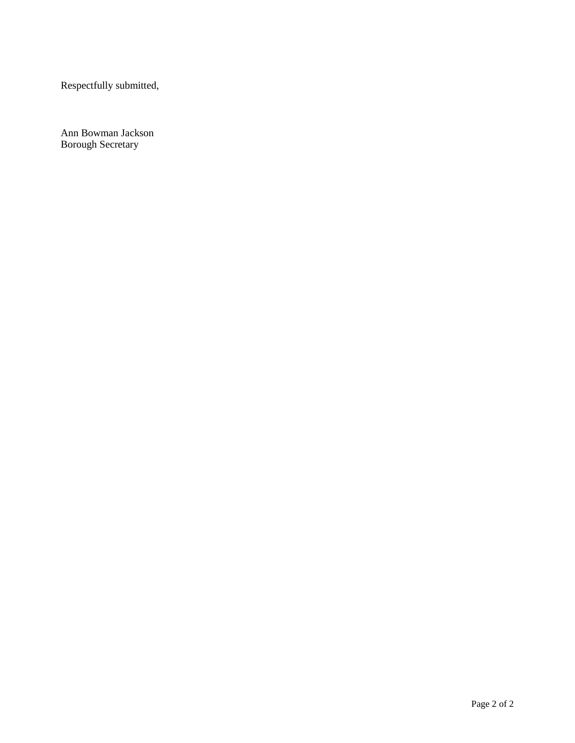Respectfully submitted,

Ann Bowman Jackson
Borough Secretary